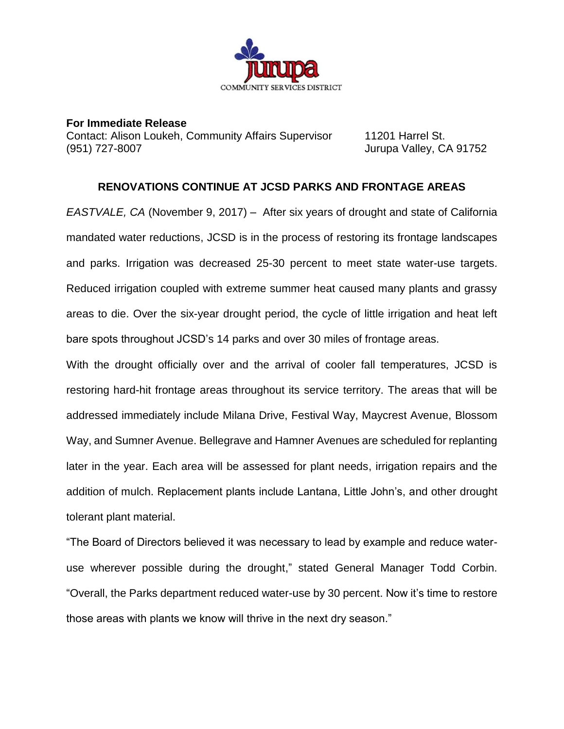**For Immediate Release**

Contact: Alison Loukeh, Community Affairs Supervisor
(951) 727-8007

11201 Harrel St.
Jurupa Valley, CA 91752

## RENOVATIONS CONTINUE AT JCSD PARKS AND FRONTAGE AREAS

*EASTVALE, CA* (November 9, 2017) – After six years of drought and state of California mandated water reductions, JCSD is in the process of restoring its frontage landscapes and parks. Irrigation was decreased 25-30 percent to meet state water-use targets. Reduced irrigation coupled with extreme summer heat caused many plants and grassy areas to die. Over the six-year drought period, the cycle of little irrigation and heat left bare spots throughout JCSD's 14 parks and over 30 miles of frontage areas.

With the drought officially over and the arrival of cooler fall temperatures, JCSD is restoring hard-hit frontage areas throughout its service territory. The areas that will be addressed immediately include Milana Drive, Festival Way, Maycrest Avenue, Blossom Way, and Sumner Avenue. Bellegrave and Hamner Avenues are scheduled for replanting later in the year. Each area will be assessed for plant needs, irrigation repairs and the addition of mulch. Replacement plants include Lantana, Little John's, and other drought tolerant plant material.

"The Board of Directors believed it was necessary to lead by example and reduce water-use wherever possible during the drought," stated General Manager Todd Corbin. "Overall, the Parks department reduced water-use by 30 percent. Now it's time to restore those areas with plants we know will thrive in the next dry season."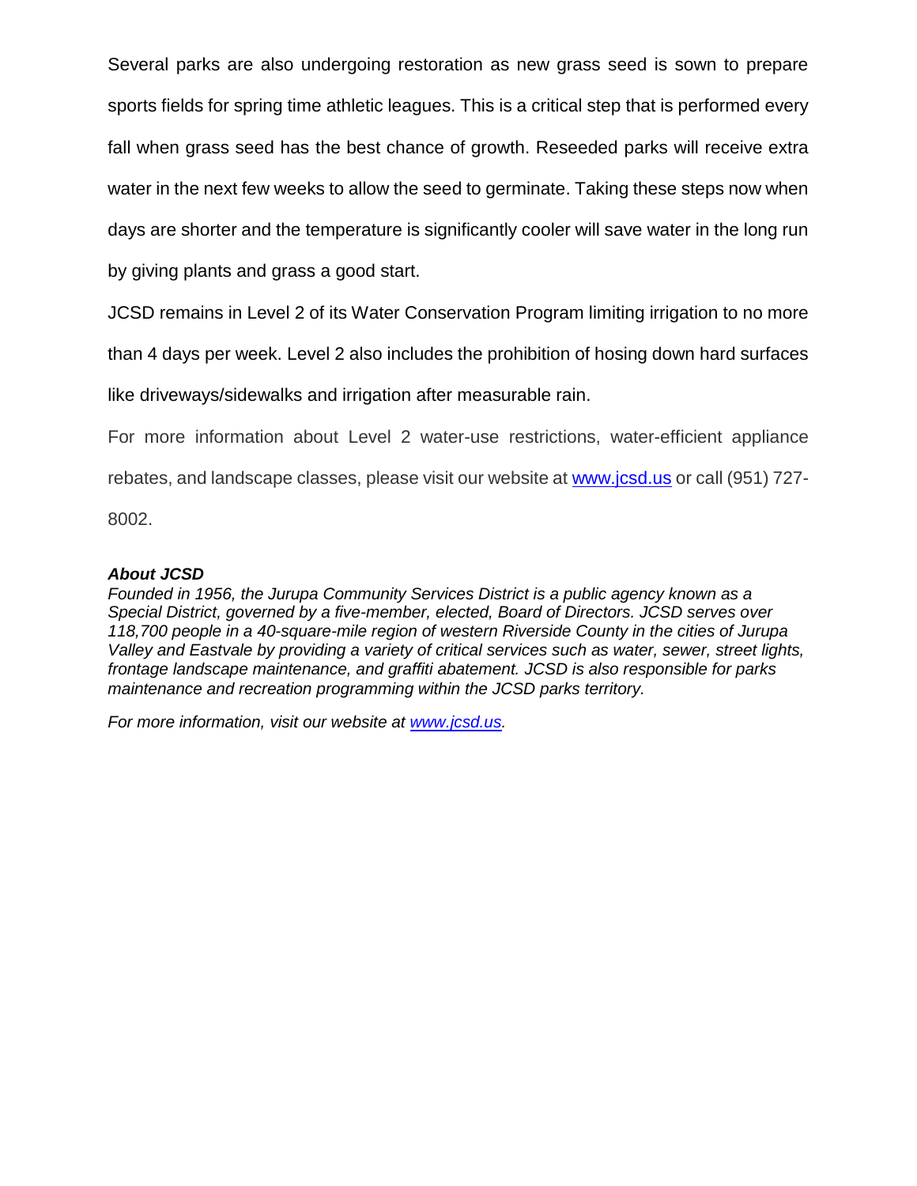Several parks are also undergoing restoration as new grass seed is sown to prepare sports fields for spring time athletic leagues. This is a critical step that is performed every fall when grass seed has the best chance of growth. Reseeded parks will receive extra water in the next few weeks to allow the seed to germinate. Taking these steps now when days are shorter and the temperature is significantly cooler will save water in the long run by giving plants and grass a good start.

JCSD remains in Level 2 of its Water Conservation Program limiting irrigation to no more than 4 days per week. Level 2 also includes the prohibition of hosing down hard surfaces like driveways/sidewalks and irrigation after measurable rain.

For more information about Level 2 water-use restrictions, water-efficient appliance rebates, and landscape classes, please visit our website at [www.jcsd.us](http://www.jcsd.us) or call (951) 727-8002.

***About JCSD***

*Founded in 1956, the Jurupa Community Services District is a public agency known as a Special District, governed by a five-member, elected, Board of Directors. JCSD serves over 118,700 people in a 40-square-mile region of western Riverside County in the cities of Jurupa Valley and Eastvale by providing a variety of critical services such as water, sewer, street lights, frontage landscape maintenance, and graffiti abatement. JCSD is also responsible for parks maintenance and recreation programming within the JCSD parks territory.*

*For more information, visit our website at [www.jcsd.us](http://www.jcsd.us).*